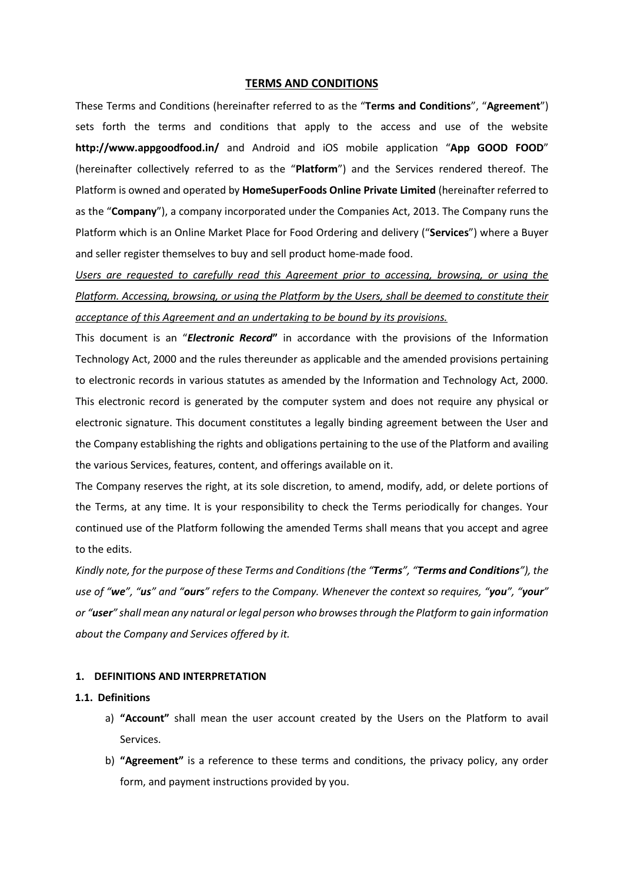# TERMS AND CONDITIONS

These Terms and Conditions (hereinafter referred to as the "**Terms and Conditions**", "**Agreement**") sets forth the terms and conditions that apply to the access and use of the website **http://www.appgoodfood.in/** and Android and iOS mobile application "**App GOOD FOOD**" (hereinafter collectively referred to as the "**Platform**") and the Services rendered thereof. The Platform is owned and operated by **HomeSuperFoods Online Private Limited** (hereinafter referred to as the "**Company**"), a company incorporated under the Companies Act, 2013. The Company runs the Platform which is an Online Market Place for Food Ordering and delivery ("**Services**") where a Buyer and seller register themselves to buy and sell product home-made food.

<u>*Users are requested to carefully read this Agreement prior to accessing, browsing, or using the Platform. Accessing, browsing, or using the Platform by the Users, shall be deemed to constitute their acceptance of this Agreement and an undertaking to be bound by its provisions.*</u>

This document is an "***Electronic Record***" in accordance with the provisions of the Information Technology Act, 2000 and the rules thereunder as applicable and the amended provisions pertaining to electronic records in various statutes as amended by the Information and Technology Act, 2000. This electronic record is generated by the computer system and does not require any physical or electronic signature. This document constitutes a legally binding agreement between the User and the Company establishing the rights and obligations pertaining to the use of the Platform and availing the various Services, features, content, and offerings available on it.

The Company reserves the right, at its sole discretion, to amend, modify, add, or delete portions of the Terms, at any time. It is your responsibility to check the Terms periodically for changes. Your continued use of the Platform following the amended Terms shall means that you accept and agree to the edits.

*Kindly note, for the purpose of these Terms and Conditions (the "**Terms**", "**Terms and Conditions**"), the use of "**we**", "**us**" and "**ours**" refers to the Company. Whenever the context so requires, "**you**", "**your**" or "**user**" shall mean any natural or legal person who browses through the Platform to gain information about the Company and Services offered by it.*

## 1. DEFINITIONS AND INTERPRETATION

### 1.1. Definitions

a) **"Account"** shall mean the user account created by the Users on the Platform to avail Services.

b) **"Agreement"** is a reference to these terms and conditions, the privacy policy, any order form, and payment instructions provided by you.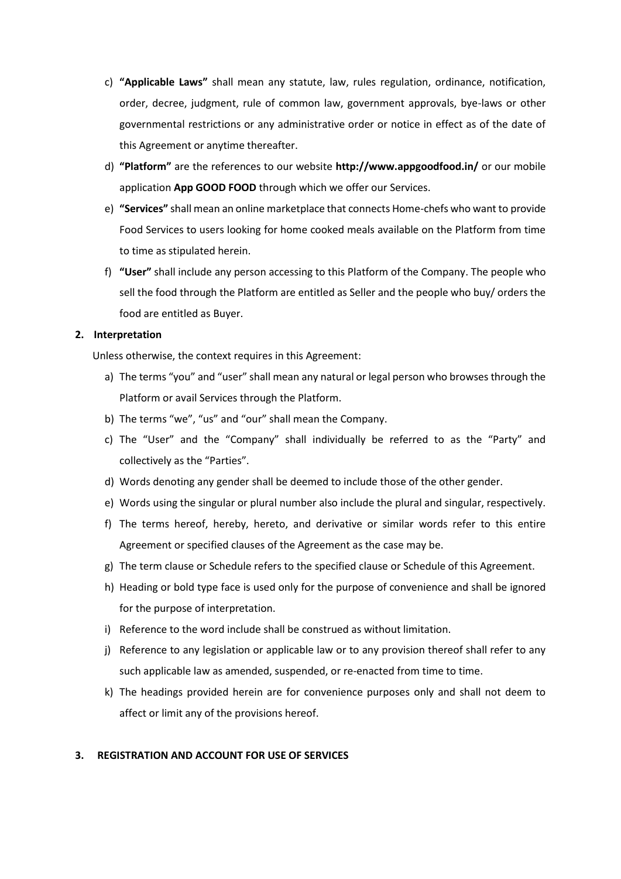c) **"Applicable Laws"** shall mean any statute, law, rules regulation, ordinance, notification, order, decree, judgment, rule of common law, government approvals, bye-laws or other governmental restrictions or any administrative order or notice in effect as of the date of this Agreement or anytime thereafter.

d) **"Platform"** are the references to our website **http://www.appgoodfood.in/** or our mobile application **App GOOD FOOD** through which we offer our Services.

e) **"Services"** shall mean an online marketplace that connects Home-chefs who want to provide Food Services to users looking for home cooked meals available on the Platform from time to time as stipulated herein.

f) **"User"** shall include any person accessing to this Platform of the Company. The people who sell the food through the Platform are entitled as Seller and the people who buy/ orders the food are entitled as Buyer.

**2. Interpretation**

Unless otherwise, the context requires in this Agreement:

a) The terms "you" and "user" shall mean any natural or legal person who browses through the Platform or avail Services through the Platform.

b) The terms "we", "us" and "our" shall mean the Company.

c) The "User" and the "Company" shall individually be referred to as the "Party" and collectively as the "Parties".

d) Words denoting any gender shall be deemed to include those of the other gender.

e) Words using the singular or plural number also include the plural and singular, respectively.

f) The terms hereof, hereby, hereto, and derivative or similar words refer to this entire Agreement or specified clauses of the Agreement as the case may be.

g) The term clause or Schedule refers to the specified clause or Schedule of this Agreement.

h) Heading or bold type face is used only for the purpose of convenience and shall be ignored for the purpose of interpretation.

i) Reference to the word include shall be construed as without limitation.

j) Reference to any legislation or applicable law or to any provision thereof shall refer to any such applicable law as amended, suspended, or re-enacted from time to time.

k) The headings provided herein are for convenience purposes only and shall not deem to affect or limit any of the provisions hereof.

**3. REGISTRATION AND ACCOUNT FOR USE OF SERVICES**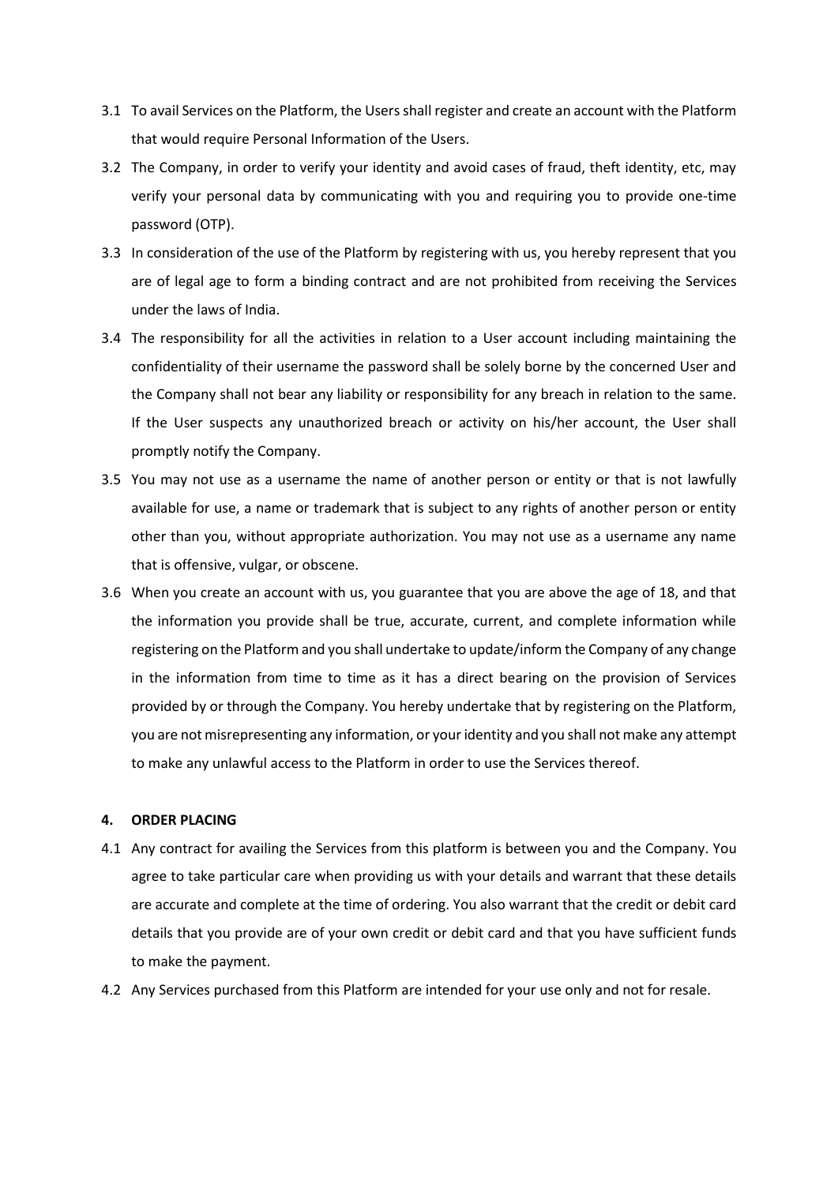3.1 To avail Services on the Platform, the Users shall register and create an account with the Platform that would require Personal Information of the Users.

3.2 The Company, in order to verify your identity and avoid cases of fraud, theft identity, etc, may verify your personal data by communicating with you and requiring you to provide one-time password (OTP).

3.3 In consideration of the use of the Platform by registering with us, you hereby represent that you are of legal age to form a binding contract and are not prohibited from receiving the Services under the laws of India.

3.4 The responsibility for all the activities in relation to a User account including maintaining the confidentiality of their username the password shall be solely borne by the concerned User and the Company shall not bear any liability or responsibility for any breach in relation to the same. If the User suspects any unauthorized breach or activity on his/her account, the User shall promptly notify the Company.

3.5 You may not use as a username the name of another person or entity or that is not lawfully available for use, a name or trademark that is subject to any rights of another person or entity other than you, without appropriate authorization. You may not use as a username any name that is offensive, vulgar, or obscene.

3.6 When you create an account with us, you guarantee that you are above the age of 18, and that the information you provide shall be true, accurate, current, and complete information while registering on the Platform and you shall undertake to update/inform the Company of any change in the information from time to time as it has a direct bearing on the provision of Services provided by or through the Company. You hereby undertake that by registering on the Platform, you are not misrepresenting any information, or your identity and you shall not make any attempt to make any unlawful access to the Platform in order to use the Services thereof.

## 4. ORDER PLACING

4.1 Any contract for availing the Services from this platform is between you and the Company. You agree to take particular care when providing us with your details and warrant that these details are accurate and complete at the time of ordering. You also warrant that the credit or debit card details that you provide are of your own credit or debit card and that you have sufficient funds to make the payment.

4.2 Any Services purchased from this Platform are intended for your use only and not for resale.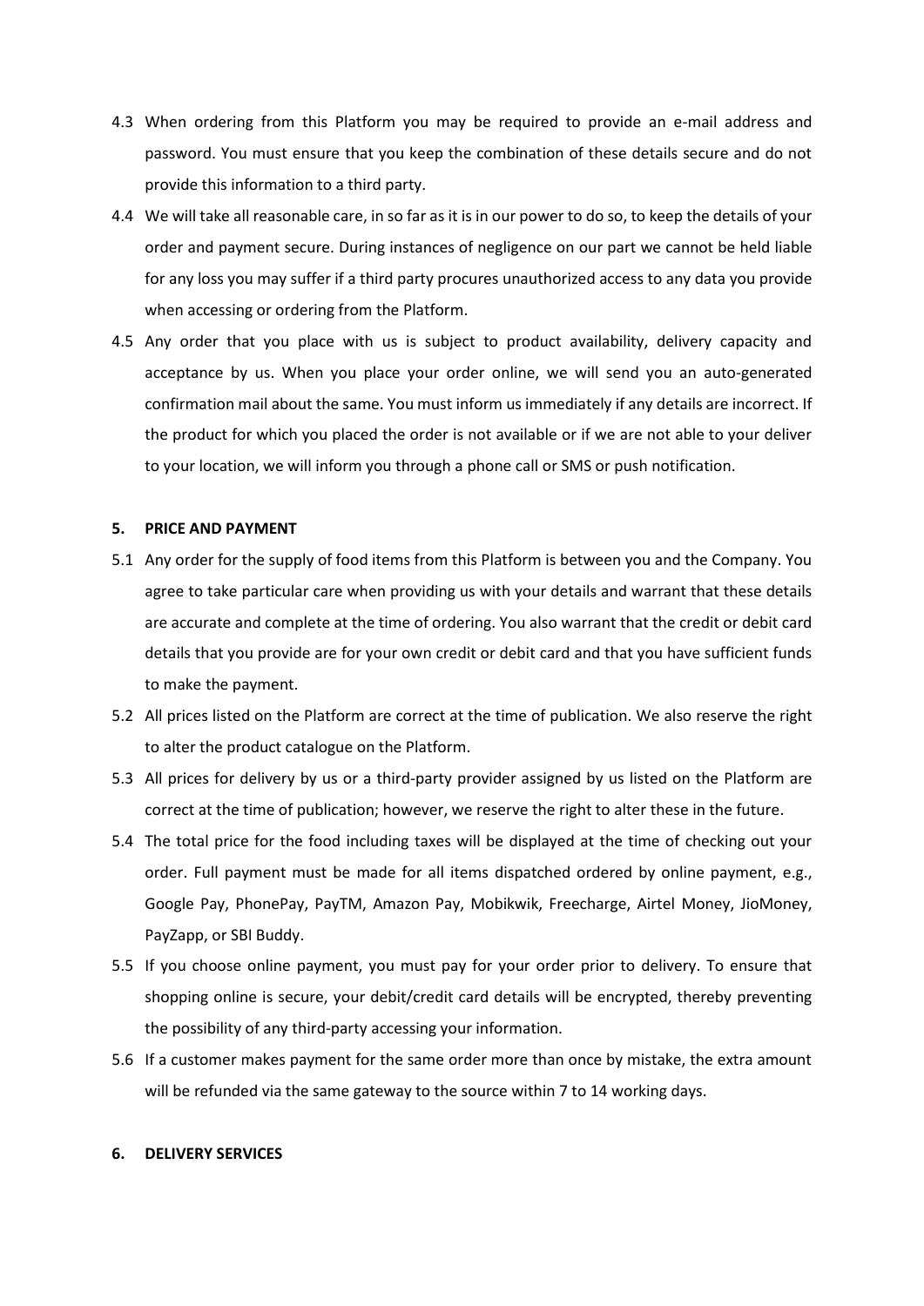4.3 When ordering from this Platform you may be required to provide an e-mail address and password. You must ensure that you keep the combination of these details secure and do not provide this information to a third party.

4.4 We will take all reasonable care, in so far as it is in our power to do so, to keep the details of your order and payment secure. During instances of negligence on our part we cannot be held liable for any loss you may suffer if a third party procures unauthorized access to any data you provide when accessing or ordering from the Platform.

4.5 Any order that you place with us is subject to product availability, delivery capacity and acceptance by us. When you place your order online, we will send you an auto-generated confirmation mail about the same. You must inform us immediately if any details are incorrect. If the product for which you placed the order is not available or if we are not able to your deliver to your location, we will inform you through a phone call or SMS or push notification.

## 5. PRICE AND PAYMENT

5.1 Any order for the supply of food items from this Platform is between you and the Company. You agree to take particular care when providing us with your details and warrant that these details are accurate and complete at the time of ordering. You also warrant that the credit or debit card details that you provide are for your own credit or debit card and that you have sufficient funds to make the payment.

5.2 All prices listed on the Platform are correct at the time of publication. We also reserve the right to alter the product catalogue on the Platform.

5.3 All prices for delivery by us or a third-party provider assigned by us listed on the Platform are correct at the time of publication; however, we reserve the right to alter these in the future.

5.4 The total price for the food including taxes will be displayed at the time of checking out your order. Full payment must be made for all items dispatched ordered by online payment, e.g., Google Pay, PhonePay, PayTM, Amazon Pay, Mobikwik, Freecharge, Airtel Money, JioMoney, PayZapp, or SBI Buddy.

5.5 If you choose online payment, you must pay for your order prior to delivery. To ensure that shopping online is secure, your debit/credit card details will be encrypted, thereby preventing the possibility of any third-party accessing your information.

5.6 If a customer makes payment for the same order more than once by mistake, the extra amount will be refunded via the same gateway to the source within 7 to 14 working days.

## 6. DELIVERY SERVICES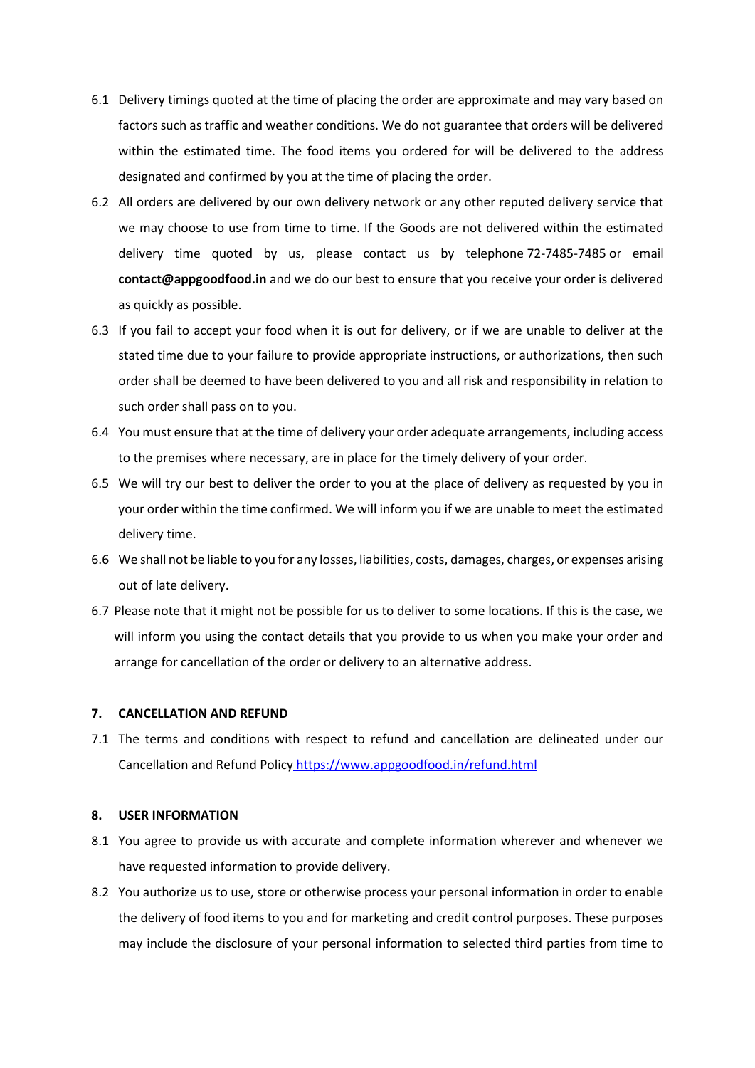6.1 Delivery timings quoted at the time of placing the order are approximate and may vary based on factors such as traffic and weather conditions. We do not guarantee that orders will be delivered within the estimated time. The food items you ordered for will be delivered to the address designated and confirmed by you at the time of placing the order.

6.2 All orders are delivered by our own delivery network or any other reputed delivery service that we may choose to use from time to time. If the Goods are not delivered within the estimated delivery time quoted by us, please contact us by telephone 72-7485-7485 or email **contact@appgoodfood.in** and we do our best to ensure that you receive your order is delivered as quickly as possible.

6.3 If you fail to accept your food when it is out for delivery, or if we are unable to deliver at the stated time due to your failure to provide appropriate instructions, or authorizations, then such order shall be deemed to have been delivered to you and all risk and responsibility in relation to such order shall pass on to you.

6.4 You must ensure that at the time of delivery your order adequate arrangements, including access to the premises where necessary, are in place for the timely delivery of your order.

6.5 We will try our best to deliver the order to you at the place of delivery as requested by you in your order within the time confirmed. We will inform you if we are unable to meet the estimated delivery time.

6.6 We shall not be liable to you for any losses, liabilities, costs, damages, charges, or expenses arising out of late delivery.

6.7 Please note that it might not be possible for us to deliver to some locations. If this is the case, we will inform you using the contact details that you provide to us when you make your order and arrange for cancellation of the order or delivery to an alternative address.

**7. CANCELLATION AND REFUND**

7.1 The terms and conditions with respect to refund and cancellation are delineated under our Cancellation and Refund Policy [https://www.appgoodfood.in/refund.html](https://www.appgoodfood.in/refund.html)

**8. USER INFORMATION**

8.1 You agree to provide us with accurate and complete information wherever and whenever we have requested information to provide delivery.

8.2 You authorize us to use, store or otherwise process your personal information in order to enable the delivery of food items to you and for marketing and credit control purposes. These purposes may include the disclosure of your personal information to selected third parties from time to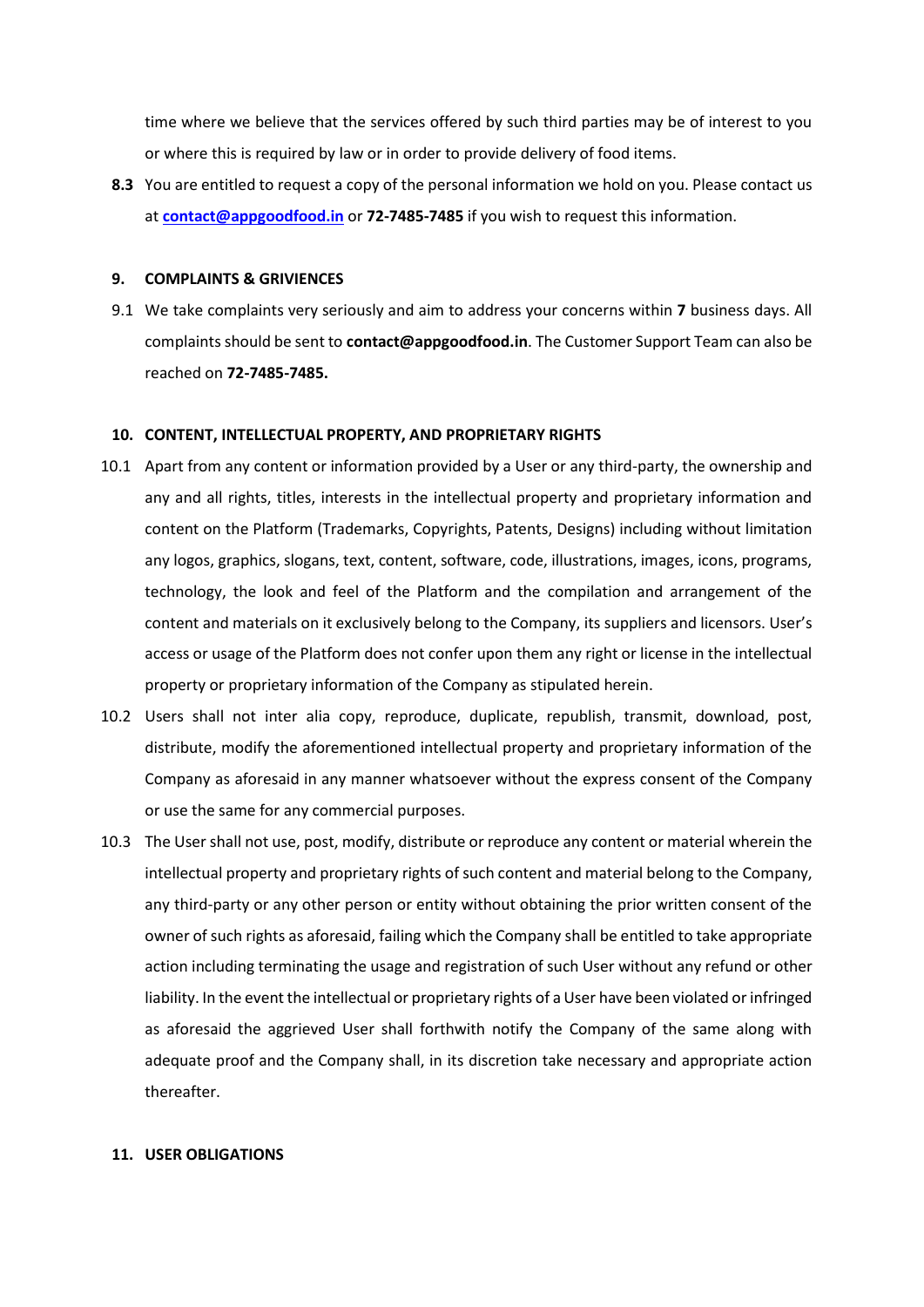time where we believe that the services offered by such third parties may be of interest to you or where this is required by law or in order to provide delivery of food items.

**8.3** You are entitled to request a copy of the personal information we hold on you. Please contact us at **contact@appgoodfood.in** or **72-7485-7485** if you wish to request this information.

## 9. COMPLAINTS & GRIVIENCES

9.1 We take complaints very seriously and aim to address your concerns within **7** business days. All complaints should be sent to **contact@appgoodfood.in**. The Customer Support Team can also be reached on **72-7485-7485.**

## 10. CONTENT, INTELLECTUAL PROPERTY, AND PROPRIETARY RIGHTS

10.1 Apart from any content or information provided by a User or any third-party, the ownership and any and all rights, titles, interests in the intellectual property and proprietary information and content on the Platform (Trademarks, Copyrights, Patents, Designs) including without limitation any logos, graphics, slogans, text, content, software, code, illustrations, images, icons, programs, technology, the look and feel of the Platform and the compilation and arrangement of the content and materials on it exclusively belong to the Company, its suppliers and licensors. User's access or usage of the Platform does not confer upon them any right or license in the intellectual property or proprietary information of the Company as stipulated herein.

10.2 Users shall not inter alia copy, reproduce, duplicate, republish, transmit, download, post, distribute, modify the aforementioned intellectual property and proprietary information of the Company as aforesaid in any manner whatsoever without the express consent of the Company or use the same for any commercial purposes.

10.3 The User shall not use, post, modify, distribute or reproduce any content or material wherein the intellectual property and proprietary rights of such content and material belong to the Company, any third-party or any other person or entity without obtaining the prior written consent of the owner of such rights as aforesaid, failing which the Company shall be entitled to take appropriate action including terminating the usage and registration of such User without any refund or other liability. In the event the intellectual or proprietary rights of a User have been violated or infringed as aforesaid the aggrieved User shall forthwith notify the Company of the same along with adequate proof and the Company shall, in its discretion take necessary and appropriate action thereafter.

## 11. USER OBLIGATIONS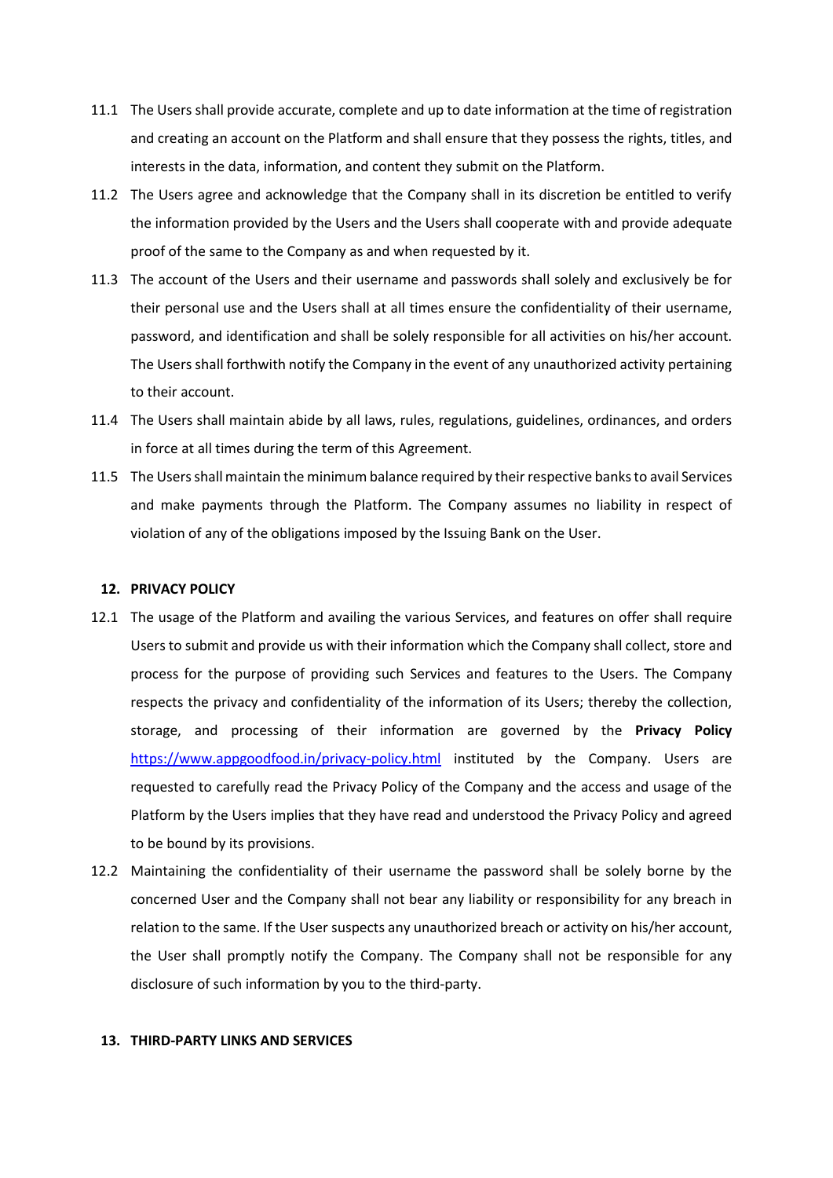11.1 The Users shall provide accurate, complete and up to date information at the time of registration and creating an account on the Platform and shall ensure that they possess the rights, titles, and interests in the data, information, and content they submit on the Platform.

11.2 The Users agree and acknowledge that the Company shall in its discretion be entitled to verify the information provided by the Users and the Users shall cooperate with and provide adequate proof of the same to the Company as and when requested by it.

11.3 The account of the Users and their username and passwords shall solely and exclusively be for their personal use and the Users shall at all times ensure the confidentiality of their username, password, and identification and shall be solely responsible for all activities on his/her account. The Users shall forthwith notify the Company in the event of any unauthorized activity pertaining to their account.

11.4 The Users shall maintain abide by all laws, rules, regulations, guidelines, ordinances, and orders in force at all times during the term of this Agreement.

11.5 The Users shall maintain the minimum balance required by their respective banks to avail Services and make payments through the Platform. The Company assumes no liability in respect of violation of any of the obligations imposed by the Issuing Bank on the User.

## 12. PRIVACY POLICY

12.1 The usage of the Platform and availing the various Services, and features on offer shall require Users to submit and provide us with their information which the Company shall collect, store and process for the purpose of providing such Services and features to the Users. The Company respects the privacy and confidentiality of the information of its Users; thereby the collection, storage, and processing of their information are governed by the **Privacy Policy** [https://www.appgoodfood.in/privacy-policy.html](https://www.appgoodfood.in/privacy-policy.html) instituted by the Company. Users are requested to carefully read the Privacy Policy of the Company and the access and usage of the Platform by the Users implies that they have read and understood the Privacy Policy and agreed to be bound by its provisions.

12.2 Maintaining the confidentiality of their username the password shall be solely borne by the concerned User and the Company shall not bear any liability or responsibility for any breach in relation to the same. If the User suspects any unauthorized breach or activity on his/her account, the User shall promptly notify the Company. The Company shall not be responsible for any disclosure of such information by you to the third-party.

## 13. THIRD-PARTY LINKS AND SERVICES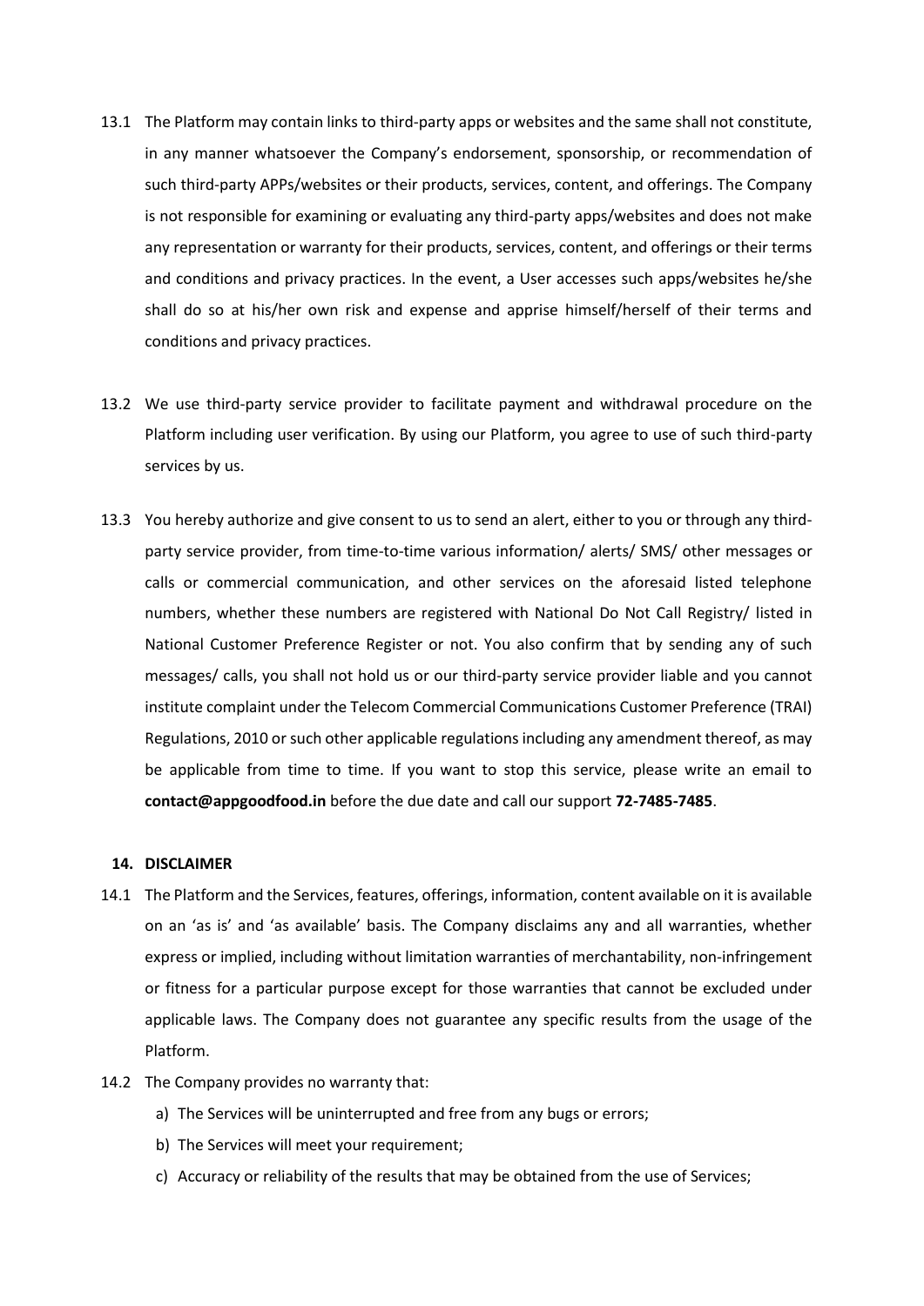13.1 The Platform may contain links to third-party apps or websites and the same shall not constitute, in any manner whatsoever the Company's endorsement, sponsorship, or recommendation of such third-party APPs/websites or their products, services, content, and offerings. The Company is not responsible for examining or evaluating any third-party apps/websites and does not make any representation or warranty for their products, services, content, and offerings or their terms and conditions and privacy practices. In the event, a User accesses such apps/websites he/she shall do so at his/her own risk and expense and apprise himself/herself of their terms and conditions and privacy practices.

13.2 We use third-party service provider to facilitate payment and withdrawal procedure on the Platform including user verification. By using our Platform, you agree to use of such third-party services by us.

13.3 You hereby authorize and give consent to us to send an alert, either to you or through any third-party service provider, from time-to-time various information/ alerts/ SMS/ other messages or calls or commercial communication, and other services on the aforesaid listed telephone numbers, whether these numbers are registered with National Do Not Call Registry/ listed in National Customer Preference Register or not. You also confirm that by sending any of such messages/ calls, you shall not hold us or our third-party service provider liable and you cannot institute complaint under the Telecom Commercial Communications Customer Preference (TRAI) Regulations, 2010 or such other applicable regulations including any amendment thereof, as may be applicable from time to time. If you want to stop this service, please write an email to **contact@appgoodfood.in** before the due date and call our support **72-7485-7485**.

## 14. DISCLAIMER

14.1 The Platform and the Services, features, offerings, information, content available on it is available on an 'as is' and 'as available' basis. The Company disclaims any and all warranties, whether express or implied, including without limitation warranties of merchantability, non-infringement or fitness for a particular purpose except for those warranties that cannot be excluded under applicable laws. The Company does not guarantee any specific results from the usage of the Platform.

14.2 The Company provides no warranty that:

a) The Services will be uninterrupted and free from any bugs or errors;

b) The Services will meet your requirement;

c) Accuracy or reliability of the results that may be obtained from the use of Services;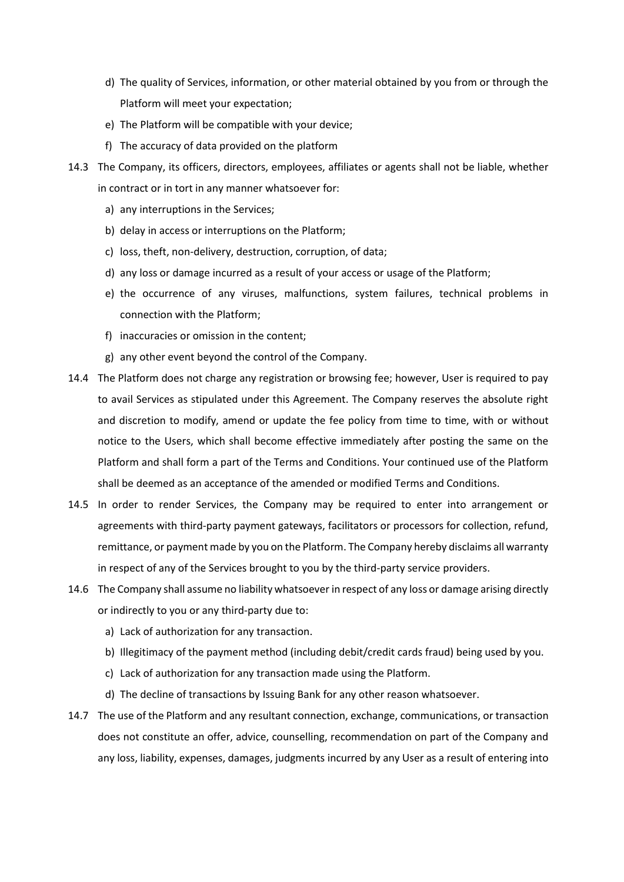d) The quality of Services, information, or other material obtained by you from or through the Platform will meet your expectation;
e) The Platform will be compatible with your device;
f) The accuracy of data provided on the platform

14.3 The Company, its officers, directors, employees, affiliates or agents shall not be liable, whether in contract or in tort in any manner whatsoever for:

a) any interruptions in the Services;
b) delay in access or interruptions on the Platform;
c) loss, theft, non-delivery, destruction, corruption, of data;
d) any loss or damage incurred as a result of your access or usage of the Platform;
e) the occurrence of any viruses, malfunctions, system failures, technical problems in connection with the Platform;
f) inaccuracies or omission in the content;
g) any other event beyond the control of the Company.

14.4 The Platform does not charge any registration or browsing fee; however, User is required to pay to avail Services as stipulated under this Agreement. The Company reserves the absolute right and discretion to modify, amend or update the fee policy from time to time, with or without notice to the Users, which shall become effective immediately after posting the same on the Platform and shall form a part of the Terms and Conditions. Your continued use of the Platform shall be deemed as an acceptance of the amended or modified Terms and Conditions.

14.5 In order to render Services, the Company may be required to enter into arrangement or agreements with third-party payment gateways, facilitators or processors for collection, refund, remittance, or payment made by you on the Platform. The Company hereby disclaims all warranty in respect of any of the Services brought to you by the third-party service providers.

14.6 The Company shall assume no liability whatsoever in respect of any loss or damage arising directly or indirectly to you or any third-party due to:

a) Lack of authorization for any transaction.
b) Illegitimacy of the payment method (including debit/credit cards fraud) being used by you.
c) Lack of authorization for any transaction made using the Platform.
d) The decline of transactions by Issuing Bank for any other reason whatsoever.

14.7 The use of the Platform and any resultant connection, exchange, communications, or transaction does not constitute an offer, advice, counselling, recommendation on part of the Company and any loss, liability, expenses, damages, judgments incurred by any User as a result of entering into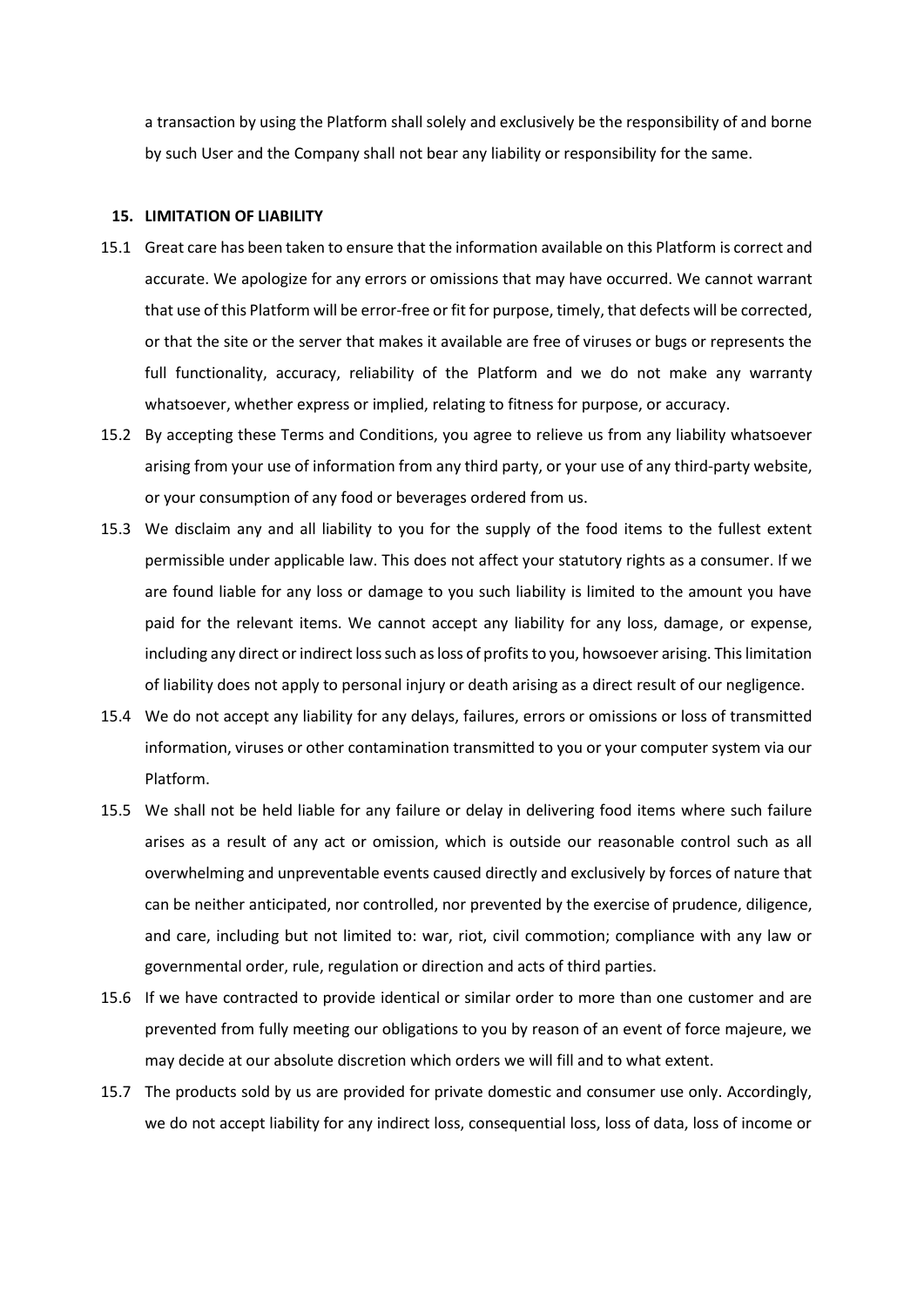a transaction by using the Platform shall solely and exclusively be the responsibility of and borne by such User and the Company shall not bear any liability or responsibility for the same.

## 15. LIMITATION OF LIABILITY

15.1 Great care has been taken to ensure that the information available on this Platform is correct and accurate. We apologize for any errors or omissions that may have occurred. We cannot warrant that use of this Platform will be error-free or fit for purpose, timely, that defects will be corrected, or that the site or the server that makes it available are free of viruses or bugs or represents the full functionality, accuracy, reliability of the Platform and we do not make any warranty whatsoever, whether express or implied, relating to fitness for purpose, or accuracy.

15.2 By accepting these Terms and Conditions, you agree to relieve us from any liability whatsoever arising from your use of information from any third party, or your use of any third-party website, or your consumption of any food or beverages ordered from us.

15.3 We disclaim any and all liability to you for the supply of the food items to the fullest extent permissible under applicable law. This does not affect your statutory rights as a consumer. If we are found liable for any loss or damage to you such liability is limited to the amount you have paid for the relevant items. We cannot accept any liability for any loss, damage, or expense, including any direct or indirect loss such as loss of profits to you, howsoever arising. This limitation of liability does not apply to personal injury or death arising as a direct result of our negligence.

15.4 We do not accept any liability for any delays, failures, errors or omissions or loss of transmitted information, viruses or other contamination transmitted to you or your computer system via our Platform.

15.5 We shall not be held liable for any failure or delay in delivering food items where such failure arises as a result of any act or omission, which is outside our reasonable control such as all overwhelming and unpreventable events caused directly and exclusively by forces of nature that can be neither anticipated, nor controlled, nor prevented by the exercise of prudence, diligence, and care, including but not limited to: war, riot, civil commotion; compliance with any law or governmental order, rule, regulation or direction and acts of third parties.

15.6 If we have contracted to provide identical or similar order to more than one customer and are prevented from fully meeting our obligations to you by reason of an event of force majeure, we may decide at our absolute discretion which orders we will fill and to what extent.

15.7 The products sold by us are provided for private domestic and consumer use only. Accordingly, we do not accept liability for any indirect loss, consequential loss, loss of data, loss of income or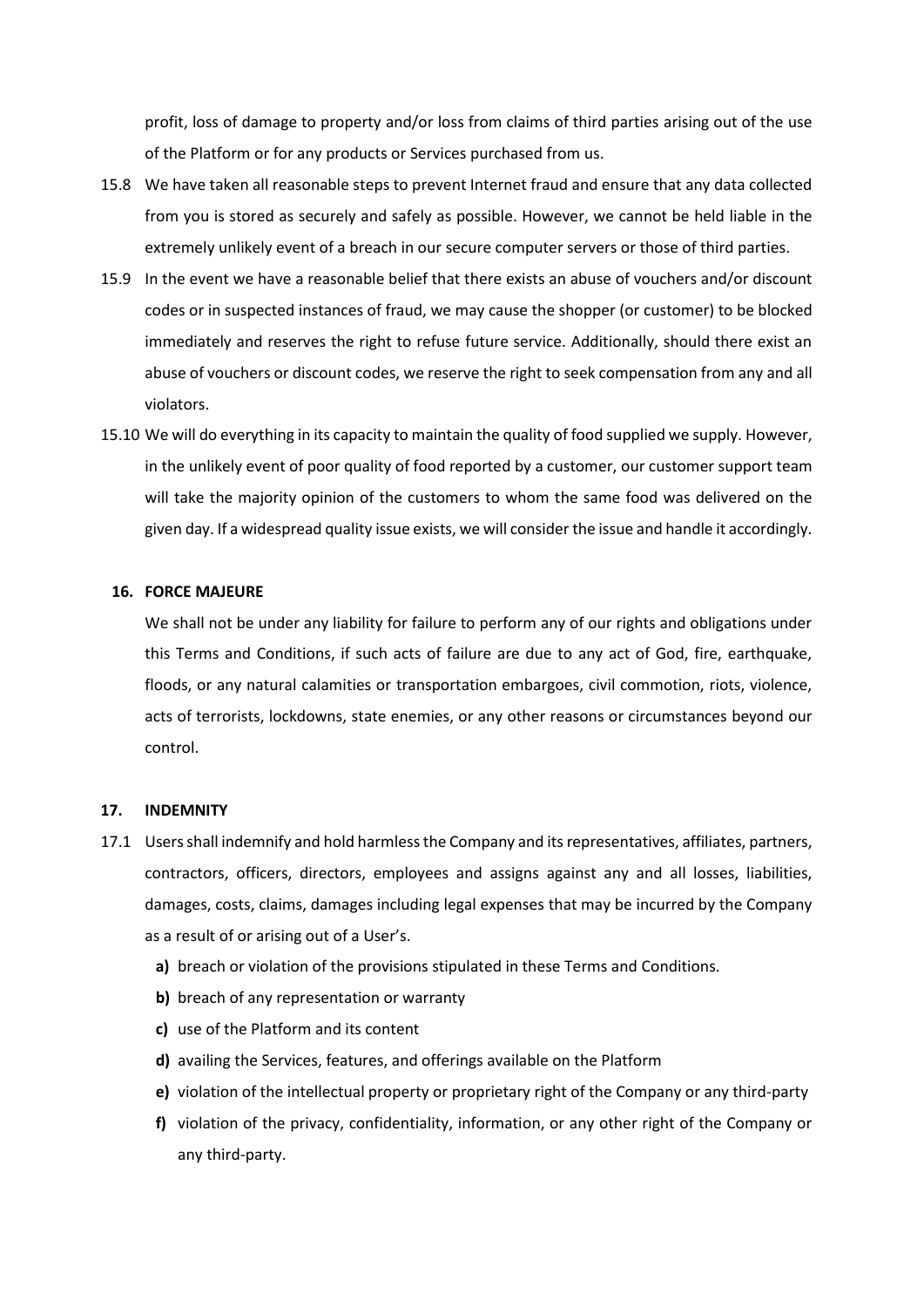profit, loss of damage to property and/or loss from claims of third parties arising out of the use of the Platform or for any products or Services purchased from us.

15.8 We have taken all reasonable steps to prevent Internet fraud and ensure that any data collected from you is stored as securely and safely as possible. However, we cannot be held liable in the extremely unlikely event of a breach in our secure computer servers or those of third parties.

15.9 In the event we have a reasonable belief that there exists an abuse of vouchers and/or discount codes or in suspected instances of fraud, we may cause the shopper (or customer) to be blocked immediately and reserves the right to refuse future service. Additionally, should there exist an abuse of vouchers or discount codes, we reserve the right to seek compensation from any and all violators.

15.10 We will do everything in its capacity to maintain the quality of food supplied we supply. However, in the unlikely event of poor quality of food reported by a customer, our customer support team will take the majority opinion of the customers to whom the same food was delivered on the given day. If a widespread quality issue exists, we will consider the issue and handle it accordingly.

## 16. FORCE MAJEURE

We shall not be under any liability for failure to perform any of our rights and obligations under this Terms and Conditions, if such acts of failure are due to any act of God, fire, earthquake, floods, or any natural calamities or transportation embargoes, civil commotion, riots, violence, acts of terrorists, lockdowns, state enemies, or any other reasons or circumstances beyond our control.

## 17. INDEMNITY

17.1 Users shall indemnify and hold harmless the Company and its representatives, affiliates, partners, contractors, officers, directors, employees and assigns against any and all losses, liabilities, damages, costs, claims, damages including legal expenses that may be incurred by the Company as a result of or arising out of a User's.

- **a)** breach or violation of the provisions stipulated in these Terms and Conditions.
- **b)** breach of any representation or warranty
- **c)** use of the Platform and its content
- **d)** availing the Services, features, and offerings available on the Platform
- **e)** violation of the intellectual property or proprietary right of the Company or any third-party
- **f)** violation of the privacy, confidentiality, information, or any other right of the Company or any third-party.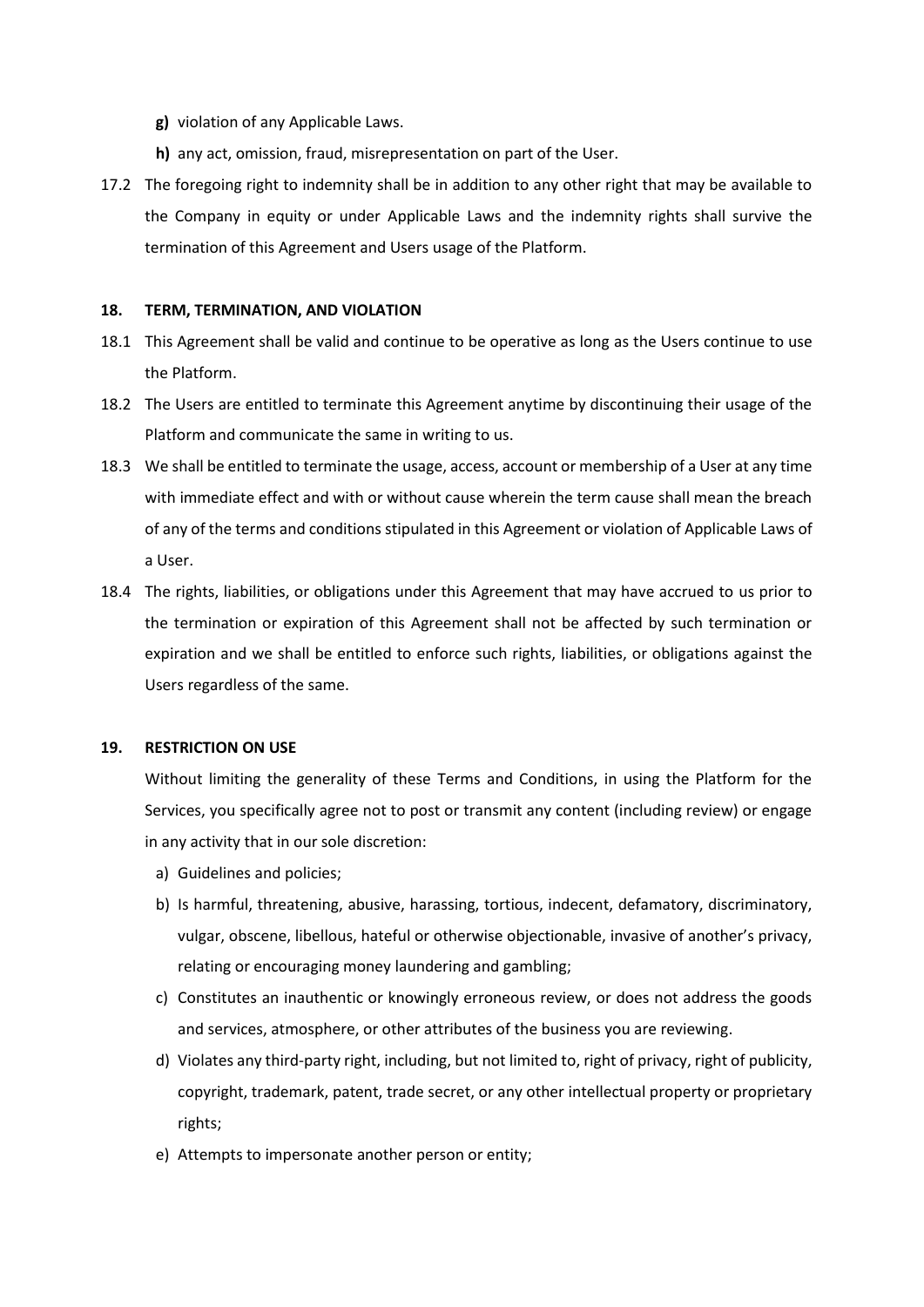- **g)** violation of any Applicable Laws.
- **h)** any act, omission, fraud, misrepresentation on part of the User.

17.2 The foregoing right to indemnity shall be in addition to any other right that may be available to the Company in equity or under Applicable Laws and the indemnity rights shall survive the termination of this Agreement and Users usage of the Platform.

## 18. TERM, TERMINATION, AND VIOLATION

18.1 This Agreement shall be valid and continue to be operative as long as the Users continue to use the Platform.

18.2 The Users are entitled to terminate this Agreement anytime by discontinuing their usage of the Platform and communicate the same in writing to us.

18.3 We shall be entitled to terminate the usage, access, account or membership of a User at any time with immediate effect and with or without cause wherein the term cause shall mean the breach of any of the terms and conditions stipulated in this Agreement or violation of Applicable Laws of a User.

18.4 The rights, liabilities, or obligations under this Agreement that may have accrued to us prior to the termination or expiration of this Agreement shall not be affected by such termination or expiration and we shall be entitled to enforce such rights, liabilities, or obligations against the Users regardless of the same.

## 19. RESTRICTION ON USE

Without limiting the generality of these Terms and Conditions, in using the Platform for the Services, you specifically agree not to post or transmit any content (including review) or engage in any activity that in our sole discretion:

a) Guidelines and policies;

b) Is harmful, threatening, abusive, harassing, tortious, indecent, defamatory, discriminatory, vulgar, obscene, libellous, hateful or otherwise objectionable, invasive of another's privacy, relating or encouraging money laundering and gambling;

c) Constitutes an inauthentic or knowingly erroneous review, or does not address the goods and services, atmosphere, or other attributes of the business you are reviewing.

d) Violates any third-party right, including, but not limited to, right of privacy, right of publicity, copyright, trademark, patent, trade secret, or any other intellectual property or proprietary rights;

e) Attempts to impersonate another person or entity;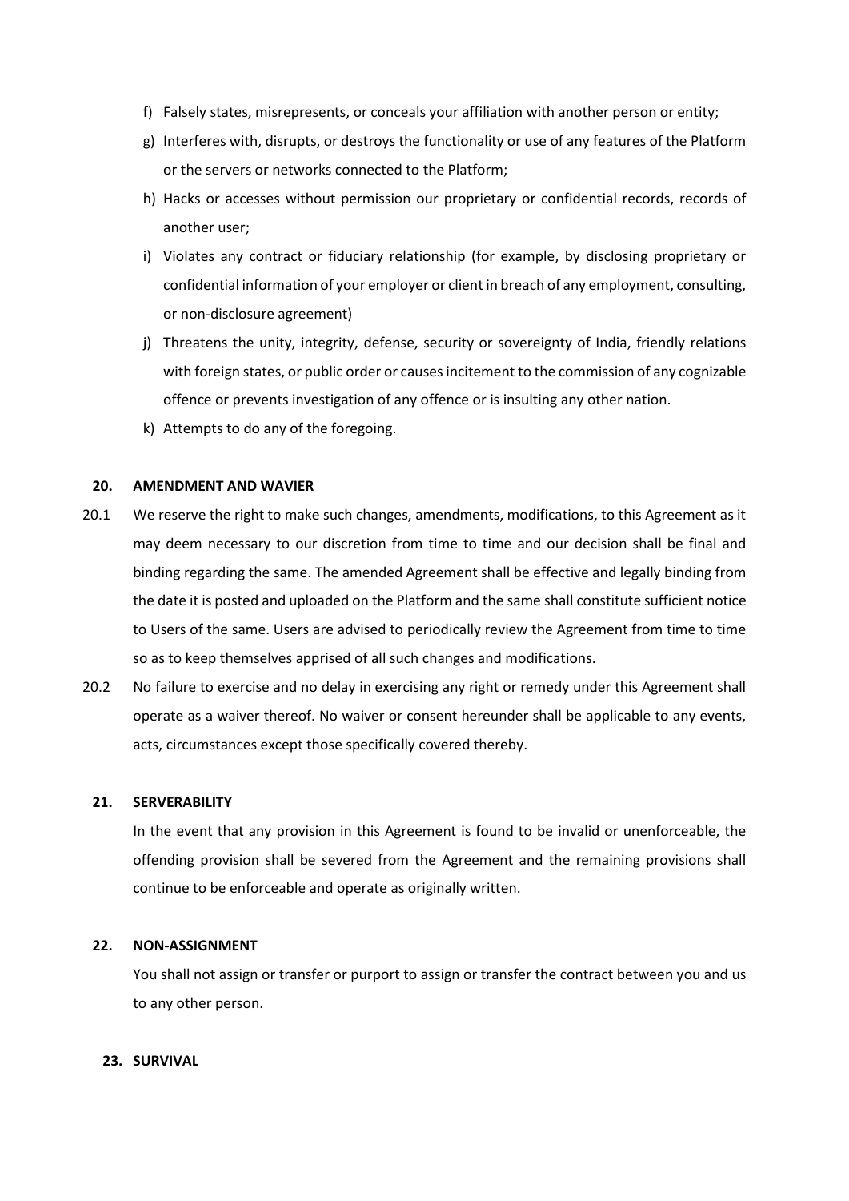f) Falsely states, misrepresents, or conceals your affiliation with another person or entity;

g) Interferes with, disrupts, or destroys the functionality or use of any features of the Platform or the servers or networks connected to the Platform;

h) Hacks or accesses without permission our proprietary or confidential records, records of another user;

i) Violates any contract or fiduciary relationship (for example, by disclosing proprietary or confidential information of your employer or client in breach of any employment, consulting, or non-disclosure agreement)

j) Threatens the unity, integrity, defense, security or sovereignty of India, friendly relations with foreign states, or public order or causes incitement to the commission of any cognizable offence or prevents investigation of any offence or is insulting any other nation.

k) Attempts to do any of the foregoing.

## 20. AMENDMENT AND WAVIER

20.1 We reserve the right to make such changes, amendments, modifications, to this Agreement as it may deem necessary to our discretion from time to time and our decision shall be final and binding regarding the same. The amended Agreement shall be effective and legally binding from the date it is posted and uploaded on the Platform and the same shall constitute sufficient notice to Users of the same. Users are advised to periodically review the Agreement from time to time so as to keep themselves apprised of all such changes and modifications.

20.2 No failure to exercise and no delay in exercising any right or remedy under this Agreement shall operate as a waiver thereof. No waiver or consent hereunder shall be applicable to any events, acts, circumstances except those specifically covered thereby.

## 21. SERVERABILITY

In the event that any provision in this Agreement is found to be invalid or unenforceable, the offending provision shall be severed from the Agreement and the remaining provisions shall continue to be enforceable and operate as originally written.

## 22. NON-ASSIGNMENT

You shall not assign or transfer or purport to assign or transfer the contract between you and us to any other person.

## 23. SURVIVAL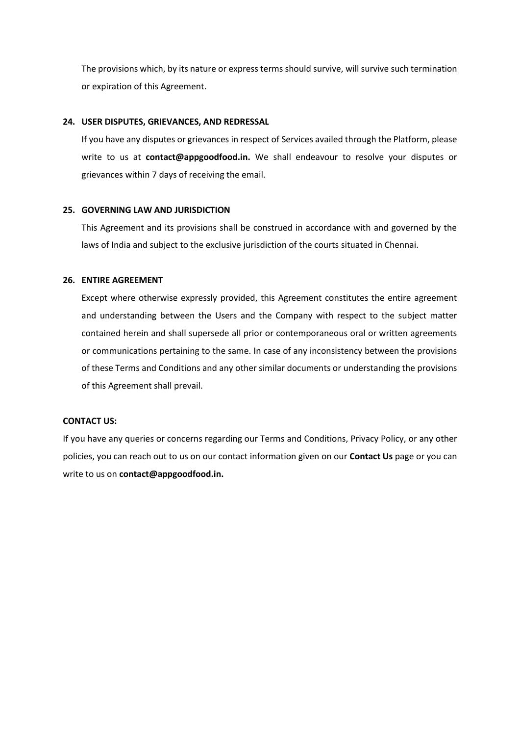The provisions which, by its nature or express terms should survive, will survive such termination or expiration of this Agreement.

### 24. USER DISPUTES, GRIEVANCES, AND REDRESSAL

If you have any disputes or grievances in respect of Services availed through the Platform, please write to us at **contact@appgoodfood.in.** We shall endeavour to resolve your disputes or grievances within 7 days of receiving the email.

### 25. GOVERNING LAW AND JURISDICTION

This Agreement and its provisions shall be construed in accordance with and governed by the laws of India and subject to the exclusive jurisdiction of the courts situated in Chennai.

### 26. ENTIRE AGREEMENT

Except where otherwise expressly provided, this Agreement constitutes the entire agreement and understanding between the Users and the Company with respect to the subject matter contained herein and shall supersede all prior or contemporaneous oral or written agreements or communications pertaining to the same. In case of any inconsistency between the provisions of these Terms and Conditions and any other similar documents or understanding the provisions of this Agreement shall prevail.

**CONTACT US:**

If you have any queries or concerns regarding our Terms and Conditions, Privacy Policy, or any other policies, you can reach out to us on our contact information given on our **Contact Us** page or you can write to us on **contact@appgoodfood.in.**